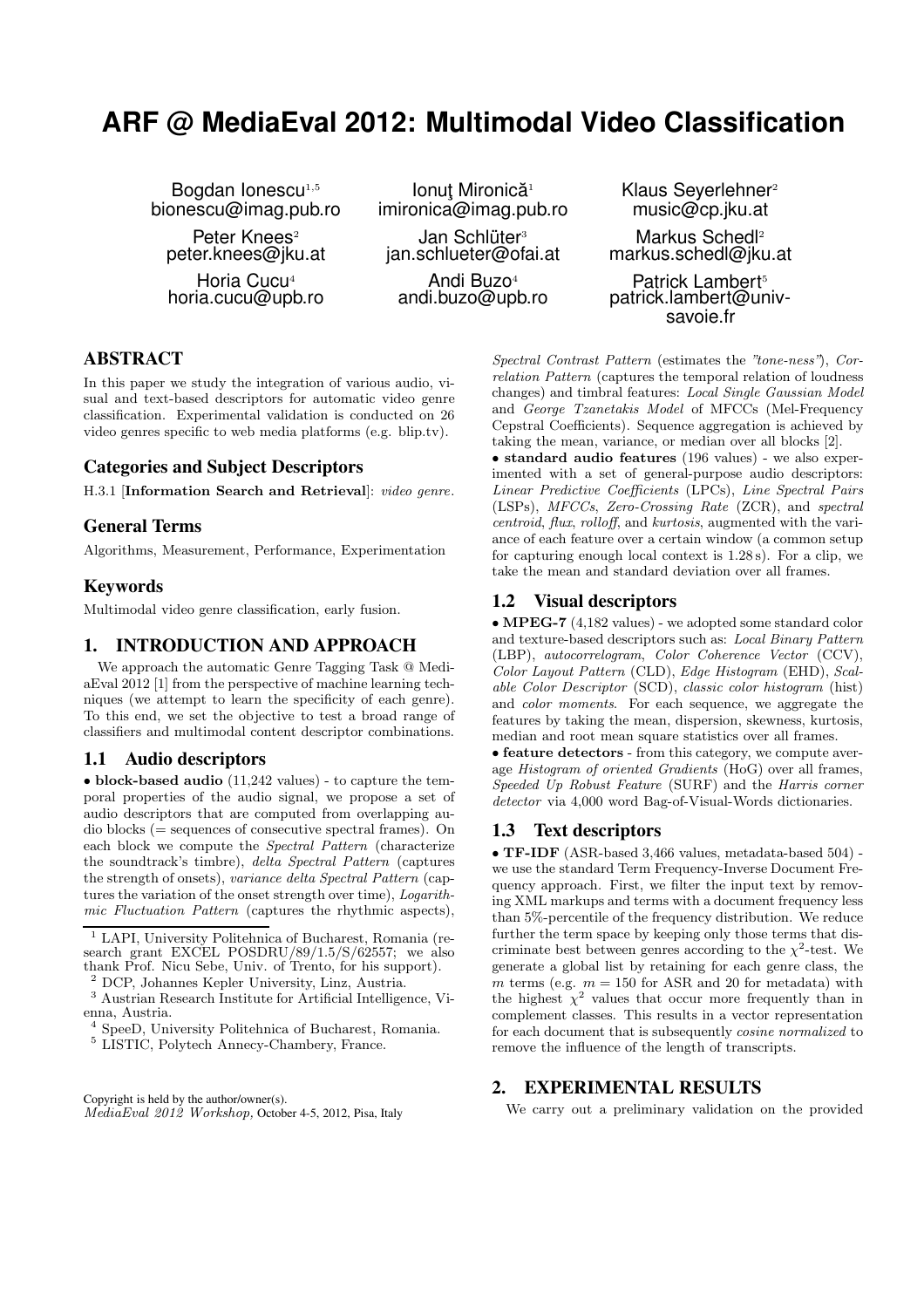# ARF @ MediaEval 2012: Multimodal Video Classification

Bogdan Ionescu[1,5]
bionescu@imag.pub.ro

Ionuţ Mironică[1]
imironica@imag.pub.ro

Klaus Seyerlehner[2]
music@cp.jku.at

Peter Knees[2]
peter.knees@jku.at

Jan Schlüter[3]
jan.schlueter@ofai.at

Markus Schedl[2]
markus.schedl@jku.at

Horia Cucu[4]
horia.cucu@upb.ro

Andi Buzo[4]
andi.buzo@upb.ro

Patrick Lambert[5]
patrick.lambert@univ-savoie.fr

## ABSTRACT

In this paper we study the integration of various audio, visual and text-based descriptors for automatic video genre classification. Experimental validation is conducted on 26 video genres specific to web media platforms (e.g. blip.tv).

## Categories and Subject Descriptors

H.3.1 [**Information Search and Retrieval**]: *video genre*.

## General Terms

Algorithms, Measurement, Performance, Experimentation

## Keywords

Multimodal video genre classification, early fusion.

## 1. INTRODUCTION AND APPROACH

We approach the automatic Genre Tagging Task @ MediaEval 2012 [1] from the perspective of machine learning techniques (we attempt to learn the specificity of each genre). To this end, we set the objective to test a broad range of classifiers and multimodal content descriptor combinations.

### 1.1 Audio descriptors

• **block-based audio** (11,242 values) - to capture the temporal properties of the audio signal, we propose a set of audio descriptors that are computed from overlapping audio blocks (= sequences of consecutive spectral frames). On each block we compute the *Spectral Pattern* (characterize the soundtrack's timbre), *delta Spectral Pattern* (captures the strength of onsets), *variance delta Spectral Pattern* (captures the variation of the onset strength over time), *Logarithmic Fluctuation Pattern* (captures the rhythmic aspects), *Spectral Contrast Pattern* (estimates the *"tone-ness"*), *Correlation Pattern* (captures the temporal relation of loudness changes) and timbral features: *Local Single Gaussian Model* and *George Tzanetakis Model* of MFCCs (Mel-Frequency Cepstral Coefficients). Sequence aggregation is achieved by taking the mean, variance, or median over all blocks [2].

• **standard audio features** (196 values) - we also experimented with a set of general-purpose audio descriptors: *Linear Predictive Coefficients* (LPCs), *Line Spectral Pairs* (LSPs), *MFCCs*, *Zero-Crossing Rate* (ZCR), and *spectral centroid*, *flux*, *rolloff*, and *kurtosis*, augmented with the variance of each feature over a certain window (a common setup for capturing enough local context is 1.28 s). For a clip, we take the mean and standard deviation over all frames.

### 1.2 Visual descriptors

• **MPEG-7** (4,182 values) - we adopted some standard color and texture-based descriptors such as: *Local Binary Pattern* (LBP), *autocorrelogram*, *Color Coherence Vector* (CCV), *Color Layout Pattern* (CLD), *Edge Histogram* (EHD), *Scalable Color Descriptor* (SCD), *classic color histogram* (hist) and *color moments*. For each sequence, we aggregate the features by taking the mean, dispersion, skewness, kurtosis, median and root mean square statistics over all frames.

• **feature detectors** - from this category, we compute average *Histogram of oriented Gradients* (HoG) over all frames, *Speeded Up Robust Feature* (SURF) and the *Harris corner detector* via 4,000 word Bag-of-Visual-Words dictionaries.

### 1.3 Text descriptors

• **TF-IDF** (ASR-based 3,466 values, metadata-based 504) - we use the standard Term Frequency-Inverse Document Frequency approach. First, we filter the input text by removing XML markups and terms with a document frequency less than 5%-percentile of the frequency distribution. We reduce further the term space by keeping only those terms that discriminate best between genres according to the $\chi^2$-test. We generate a global list by retaining for each genre class, the $m$ terms (e.g. $m = 150$ for ASR and 20 for metadata) with the highest $\chi^2$ values that occur more frequently than in complement classes. This results in a vector representation for each document that is subsequently *cosine normalized* to remove the influence of the length of transcripts.

## 2. EXPERIMENTAL RESULTS

We carry out a preliminary validation on the provided

---

[1] LAPI, University Politehnica of Bucharest, Romania (research grant EXCEL POSDRU/89/1.5/S/62557; we also thank Prof. Nicu Sebe, Univ. of Trento, for his support).
[2] DCP, Johannes Kepler University, Linz, Austria.
[3] Austrian Research Institute for Artificial Intelligence, Vienna, Austria.
[4] SpeeD, University Politehnica of Bucharest, Romania.
[5] LISTIC, Polytech Annecy-Chambery, France.

Copyright is held by the author/owner(s).
*MediaEval 2012 Workshop,* October 4-5, 2012, Pisa, Italy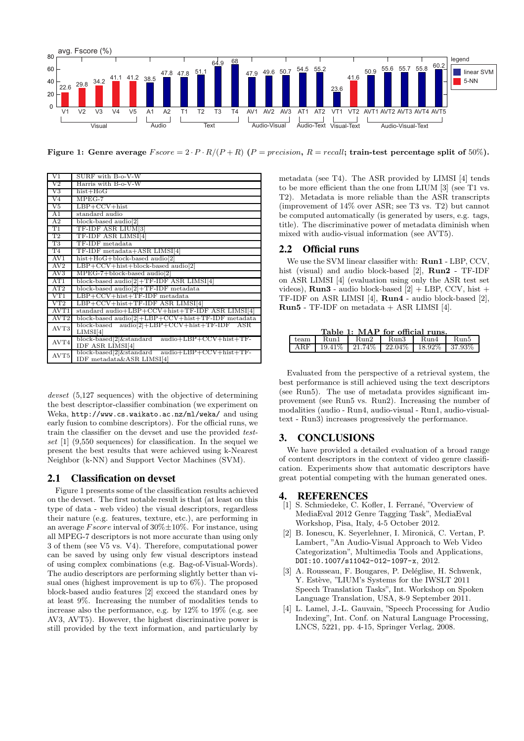avg. Fscore (%)

80
60
40
20
0

22.6 29.8 34.2 41.1 41.2 38.5 47.8 47.8 51.1 64.9 68 47.9 49.6 50.7 54.5 55.2 23.6 41.6 50.9 55.6 55.7 55.8 60.2

V1 V2 V3 V4 V5 A1 A2 T1 T2 T3 T4 AV1 AV2 AV3 AT1 AT2 VT1 VT2 AVT1 AVT2 AVT3 AVT4 AVT5

Visual Audio Text Audio-Visual Audio-Text Visual-Text Audio-Visual-Text

legend
linear SVM
5-NN

**Figure 1: Genre average $Fscore = 2 \cdot P \cdot R/(P + R)$ ($P = precision$, $R = recall$; train-test percentage split of 50%).**

| | |
|---|---|
| V1 | SURF with B-o-V-W |
| V2 | Harris with B-o-V-W |
| V3 | hist+HoG |
| V4 | MPEG-7 |
| V5 | LBP+CCV+hist |
| A1 | standard audio |
| A2 | block-based audio[2] |
| T1 | TF-IDF ASR LIUM[3] |
| T2 | TF-IDF ASR LIMSI[4] |
| T3 | TF-IDF metadata |
| T4 | TF-IDF metadata+ASR LIMSI[4] |
| AV1 | hist+HoG+block-based audio[2] |
| AV2 | LBP+CCV+hist+block-based audio[2] |
| AV3 | MPEG-7+block-based audio[2] |
| AT1 | block-based audio[2]+TF-IDF ASR LIMSI[4] |
| AT2 | block-based audio[2]+TF-IDF metadata |
| VT1 | LBP+CCV+hist+TF-IDF metadata |
| VT2 | LBP+CCV+hist+TF-IDF ASR LIMSI[4] |
| AVT1 | standard audio+LBP+CCV+hist+TF-IDF ASR LIMSI[4] |
| AVT2 | block-based audio[2]+LBP+CCV+hist+TF-IDF metadata |
| AVT3 | block-based audio[2]+LBP+CCV+hist+TF-IDF ASR LIMSI[4] |
| AVT4 | block-based[2]&standard audio+LBP+CCV+hist+TF-IDF ASR LIMSI[4] |
| AVT5 | block-based[2]&standard audio+LBP+CCV+hist+TF-IDF metadata&ASR LIMSI[4] |

*devset* (5,127 sequences) with the objective of determining the best descriptor-classifier combination (we experiment on Weka, `http://www.cs.waikato.ac.nz/ml/weka/` and using early fusion to combine descriptors). For the official runs, we train the classifier on the devset and use the provided *testset* [1] (9,550 sequences) for classification. In the sequel we present the best results that were achieved using k-Nearest Neighbor (k-NN) and Support Vector Machines (SVM).

## 2.1 Classification on devset

Figure 1 presents some of the classification results achieved on the devset. The first notable result is that (at least on this type of data - web video) the visual descriptors, regardless their nature (e.g. features, texture, etc.), are performing in an average *Fscore* interval of 30%±10%. For instance, using all MPEG-7 descriptors is not more accurate than using only 3 of them (see V5 vs. V4). Therefore, computational power can be saved by using only few visual descriptors instead of using complex combinations (e.g. Bag-of-Visual-Words). The audio descriptors are performing slightly better than visual ones (highest improvement is up to 6%). The proposed block-based audio features [2] exceed the standard ones by at least 9%. Increasing the number of modalities tends to increase also the performance, e.g. by 12% to 19% (e.g. see AV3, AVT5). However, the highest discriminative power is still provided by the text information, and particularly by metadata (see T4). The ASR provided by LIMSI [4] tends to be more efficient than the one from LIUM [3] (see T1 vs. T2). Metadata is more reliable than the ASR transcripts (improvement of 14% over ASR; see T3 vs. T2) but cannot be computed automatically (is generated by users, e.g. tags, title). The discriminative power of metadata diminish when mixed with audio-visual information (see AVT5).

## 2.2 Official runs

We use the SVM linear classifier with: **Run1** - LBP, CCV, hist (visual) and audio block-based [2], **Run2** - TF-IDF on ASR LIMSI [4] (evaluation using only the ASR test set videos), **Run3** - audio block-based [2] + LBP, CCV, hist + TF-IDF on ASR LIMSI [4], **Run4** - audio block-based [2], **Run5** - TF-IDF on metadata + ASR LIMSI [4].

**Table 1: MAP for official runs.**

| team | Run1 | Run2 | Run3 | Run4 | Run5 |
|---|---|---|---|---|---|
| ARF | 19.41% | 21.74% | 22.04% | 18.92% | 37.93% |

Evaluated from the perspective of a retrieval system, the best performance is still achieved using the text descriptors (see Run5). The use of metadata provides significant improvement (see Run5 vs. Run2). Increasing the number of modalities (audio - Run4, audio-visual - Run1, audio-visual-text - Run3) increases progressively the performance.

# 3. CONCLUSIONS

We have provided a detailed evaluation of a broad range of content descriptors in the context of video genre classification. Experiments show that automatic descriptors have great potential competing with the human generated ones.

# 4. REFERENCES

[1] S. Schmiedeke, C. Kofler, I. Ferrané, "Overview of MediaEval 2012 Genre Tagging Task", MediaEval Workshop, Pisa, Italy, 4-5 October 2012.

[2] B. Ionescu, K. Seyerlehner, I. Mironică, C. Vertan, P. Lambert, "An Audio-Visual Approach to Web Video Categorization", Multimedia Tools and Applications, `DOI:10.1007/s11042-012-1097-x`, 2012.

[3] A. Rousseau, F. Bougares, P. Deléglise, H. Schwenk, Y. Estève, "LIUM's Systems for the IWSLT 2011 Speech Translation Tasks", Int. Workshop on Spoken Language Translation, USA, 8-9 September 2011.

[4] L. Lamel, J.-L. Gauvain, "Speech Processing for Audio Indexing", Int. Conf. on Natural Language Processing, LNCS, 5221, pp. 4-15, Springer Verlag, 2008.